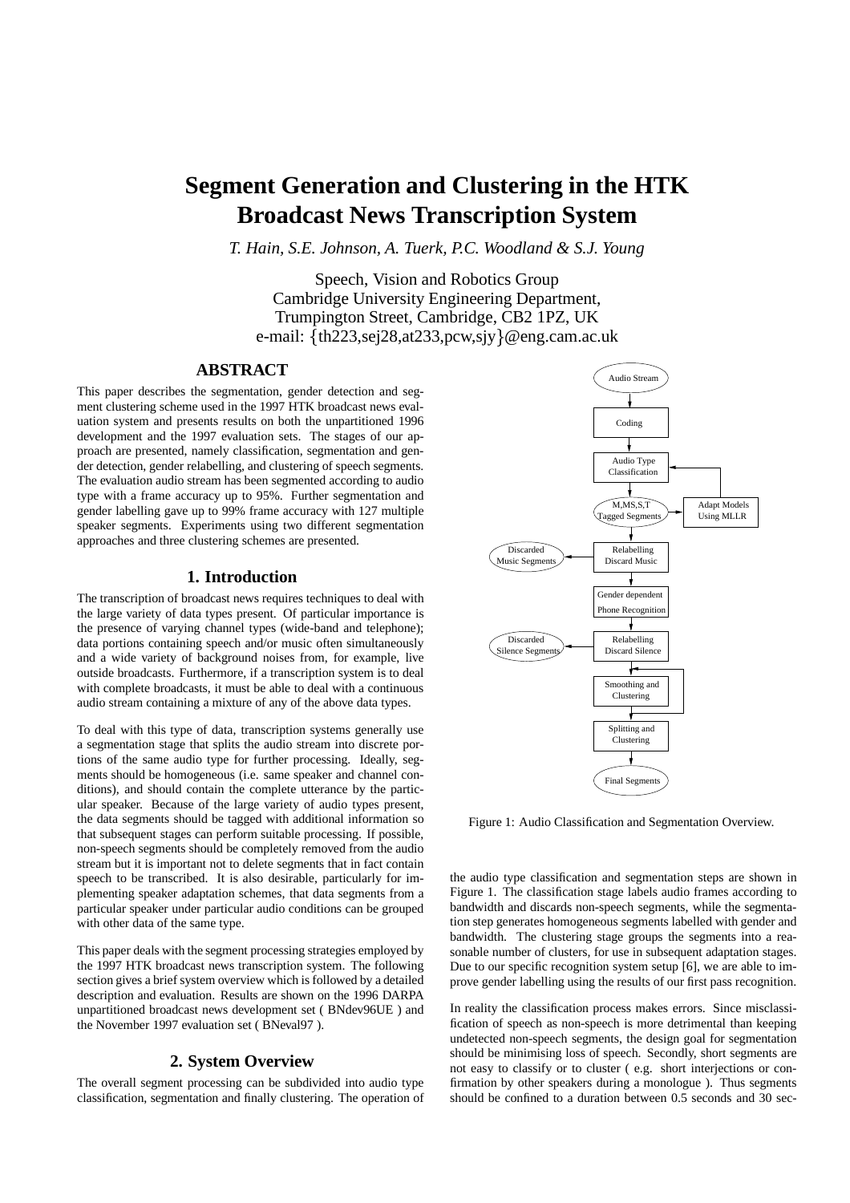# Segment Generation and Clustering in the HTK Broadcast News Transcription System

*T. Hain, S.E. Johnson, A. Tuerk, P.C. Woodland & S.J. Young*

Speech, Vision and Robotics Group
Cambridge University Engineering Department,
Trumpington Street, Cambridge, CB2 1PZ, UK
e-mail: {th223,sej28,at233,pcw,sjy}@eng.cam.ac.uk

## ABSTRACT

This paper describes the segmentation, gender detection and segment clustering scheme used in the 1997 HTK broadcast news evaluation system and presents results on both the unpartitioned 1996 development and the 1997 evaluation sets. The stages of our approach are presented, namely classification, segmentation and gender detection, gender relabelling, and clustering of speech segments. The evaluation audio stream has been segmented according to audio type with a frame accuracy up to 95%. Further segmentation and gender labelling gave up to 99% frame accuracy with 127 multiple speaker segments. Experiments using two different segmentation approaches and three clustering schemes are presented.

## 1. Introduction

The transcription of broadcast news requires techniques to deal with the large variety of data types present. Of particular importance is the presence of varying channel types (wide-band and telephone); data portions containing speech and/or music often simultaneously and a wide variety of background noises from, for example, live outside broadcasts. Furthermore, if a transcription system is to deal with complete broadcasts, it must be able to deal with a continuous audio stream containing a mixture of any of the above data types.

To deal with this type of data, transcription systems generally use a segmentation stage that splits the audio stream into discrete portions of the same audio type for further processing. Ideally, segments should be homogeneous (i.e. same speaker and channel conditions), and should contain the complete utterance by the particular speaker. Because of the large variety of audio types present, the data segments should be tagged with additional information so that subsequent stages can perform suitable processing. If possible, non-speech segments should be completely removed from the audio stream but it is important not to delete segments that in fact contain speech to be transcribed. It is also desirable, particularly for implementing speaker adaptation schemes, that data segments from a particular speaker under particular audio conditions can be grouped with other data of the same type.

This paper deals with the segment processing strategies employed by the 1997 HTK broadcast news transcription system. The following section gives a brief system overview which is followed by a detailed description and evaluation. Results are shown on the 1996 DARPA unpartitioned broadcast news development set ( BNdev96UE ) and the November 1997 evaluation set ( BNeval97 ).

## 2. System Overview

The overall segment processing can be subdivided into audio type classification, segmentation and finally clustering. The operation of the audio type classification and segmentation steps are shown in Figure 1. The classification stage labels audio frames according to bandwidth and discards non-speech segments, while the segmentation step generates homogeneous segments labelled with gender and bandwidth. The clustering stage groups the segments into a reasonable number of clusters, for use in subsequent adaptation stages. Due to our specific recognition system setup [6], we are able to improve gender labelling using the results of our first pass recognition.

Audio Stream
Coding
Audio Type Classification
M,MS,S,T Tagged Segments
Adapt Models Using MLLR
Discarded Music Segments
Relabelling Discard Music
Gender dependent Phone Recognition
Discarded Silence Segments
Relabelling Discard Silence
Smoothing and Clustering
Splitting and Clustering
Final Segments

Figure 1: Audio Classification and Segmentation Overview.

In reality the classification process makes errors. Since misclassification of speech as non-speech is more detrimental than keeping undetected non-speech segments, the design goal for segmentation should be minimising loss of speech. Secondly, short segments are not easy to classify or to cluster ( e.g. short interjections or confirmation by other speakers during a monologue ). Thus segments should be confined to a duration between 0.5 seconds and 30 sec-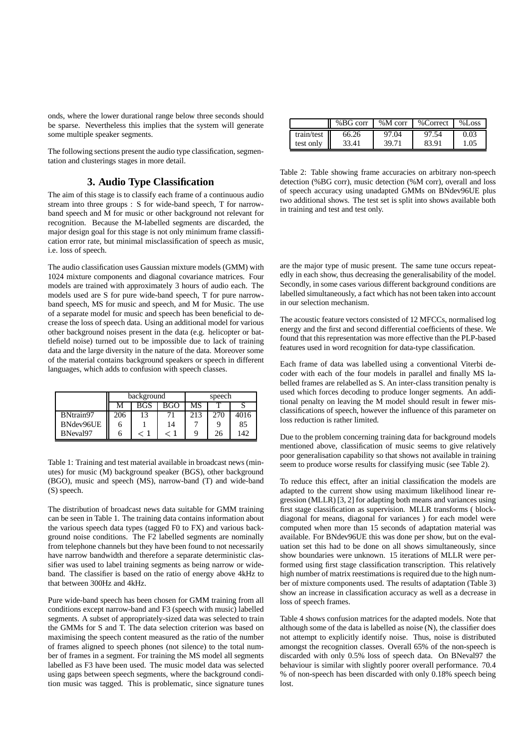onds, where the lower durational range below three seconds should be sparse. Nevertheless this implies that the system will generate some multiple speaker segments.

The following sections present the audio type classification, segmentation and clusterings stages in more detail.

## 3. Audio Type Classification

The aim of this stage is to classify each frame of a continuous audio stream into three groups : S for wide-band speech, T for narrow-band speech and M for music or other background not relevant for recognition. Because the M-labelled segments are discarded, the major design goal for this stage is not only minimum frame classification error rate, but minimal misclassification of speech as music, i.e. loss of speech.

The audio classification uses Gaussian mixture models (GMM) with 1024 mixture components and diagonal covariance matrices. Four models are trained with approximately 3 hours of audio each. The models used are S for pure wide-band speech, T for pure narrow-band speech, MS for music and speech, and M for Music. The use of a separate model for music and speech has been beneficial to decrease the loss of speech data. Using an additional model for various other background noises present in the data (e.g. helicopter or battlefield noise) turned out to be impossible due to lack of training data and the large diversity in the nature of the data. Moreover some of the material contains background speakers or speech in different languages, which adds to confusion with speech classes.

| | background | | | speech | | |
|---|---|---|---|---|---|---|
| | M | BGS | BGO | MS | T | S |
| BNtrain97 | 206 | 13 | 71 | 213 | 270 | 4016 |
| BNdev96UE | 6 | 1 | 14 | 7 | 9 | 85 |
| BNeval97 | 6 | $<1$ | $<1$ | 9 | 26 | 142 |

Table 1: Training and test material available in broadcast news (minutes) for music (M) background speaker (BGS), other background (BGO), music and speech (MS), narrow-band (T) and wide-band (S) speech.

The distribution of broadcast news data suitable for GMM training can be seen in Table 1. The training data contains information about the various speech data types (tagged F0 to FX) and various background noise conditions. The F2 labelled segments are nominally from telephone channels but they have been found to not necessarily have narrow bandwidth and therefore a separate deterministic classifier was used to label training segments as being narrow or wide-band. The classifier is based on the ratio of energy above 4kHz to that between 300Hz and 4kHz.

Pure wide-band speech has been chosen for GMM training from all conditions except narrow-band and F3 (speech with music) labelled segments. A subset of appropriately-sized data was selected to train the GMMs for S and T. The data selection criterion was based on maximising the speech content measured as the ratio of the number of frames aligned to speech phones (not silence) to the total number of frames in a segment. For training the MS model all segments labelled as F3 have been used. The music model data was selected using gaps between speech segments, where the background condition music was tagged. This is problematic, since signature tunes

| | %BG corr | %M corr | %Correct | %Loss |
|---|---|---|---|---|
| train/test | 66.26 | 97.04 | 97.54 | 0.03 |
| test only | 33.41 | 39.71 | 83.91 | 1.05 |

Table 2: Table showing frame accuracies on arbitrary non-speech detection (%BG corr), music detection (%M corr), overall and loss of speech accuracy using unadapted GMMs on BNdev96UE plus two additional shows. The test set is split into shows available both in training and test and test only.

are the major type of music present. The same tune occurs repeatedly in each show, thus decreasing the generalisability of the model. Secondly, in some cases various different background conditions are labelled simultaneously, a fact which has not been taken into account in our selection mechanism.

The acoustic feature vectors consisted of 12 MFCCs, normalised log energy and the first and second differential coefficients of these. We found that this representation was more effective than the PLP-based features used in word recognition for data-type classification.

Each frame of data was labelled using a conventional Viterbi decoder with each of the four models in parallel and finally MS labelled frames are relabelled as S. An inter-class transition penalty is used which forces decoding to produce longer segments. An additional penalty on leaving the M model should result in fewer misclassifications of speech, however the influence of this parameter on loss reduction is rather limited.

Due to the problem concerning training data for background models mentioned above, classification of music seems to give relatively poor generalisation capability so that shows not available in training seem to produce worse results for classifying music (see Table 2).

To reduce this effect, after an initial classification the models are adapted to the current show using maximum likelihood linear regression (MLLR) [3, 2] for adapting both means and variances using first stage classification as supervision. MLLR transforms ( block-diagonal for means, diagonal for variances ) for each model were computed when more than 15 seconds of adaptation material was available. For BNdev96UE this was done per show, but on the evaluation set this had to be done on all shows simultaneously, since show boundaries were unknown. 15 iterations of MLLR were performed using first stage classification transcription. This relatively high number of matrix reestimations is required due to the high number of mixture components used. The results of adaptation (Table 3) show an increase in classification accuracy as well as a decrease in loss of speech frames.

Table 4 shows confusion matrices for the adapted models. Note that although some of the data is labelled as noise (N), the classifier does not attempt to explicitly identify noise. Thus, noise is distributed amongst the recognition classes. Overall 65% of the non-speech is discarded with only 0.5% loss of speech data. On BNeval97 the behaviour is similar with slightly poorer overall performance. 70.4 % of non-speech has been discarded with only 0.18% speech being lost.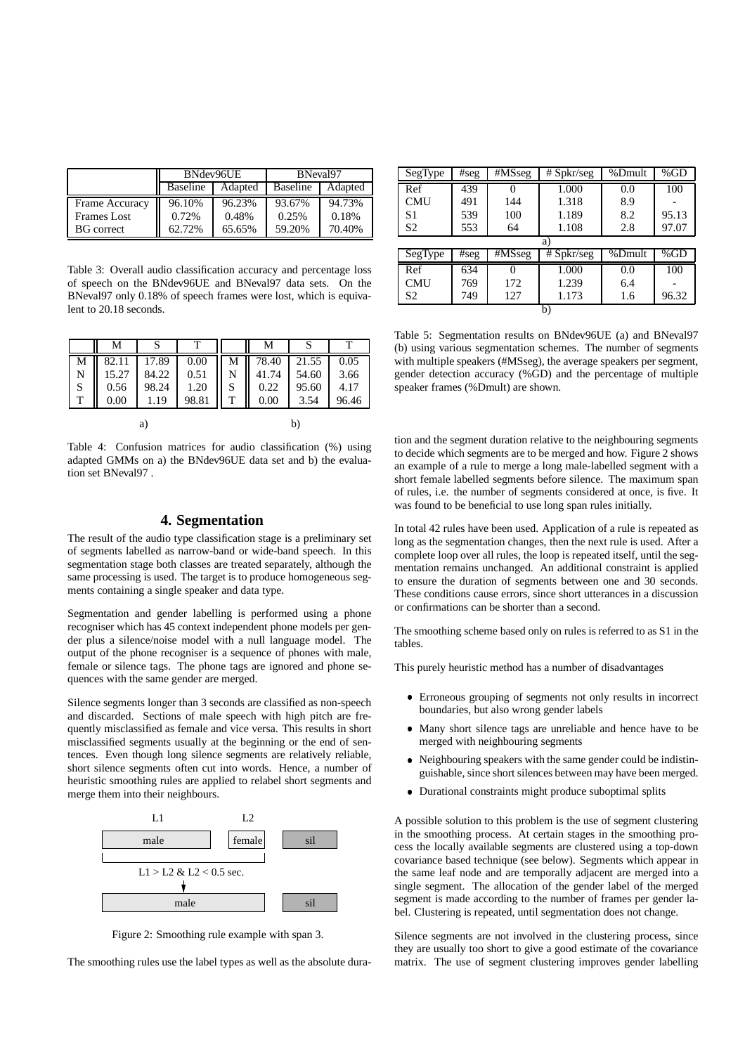| | BNdev96UE | | BNeval97 | |
|---|---|---|---|---|
| | Baseline | Adapted | Baseline | Adapted |
| Frame Accuracy | 96.10% | 96.23% | 93.67% | 94.73% |
| Frames Lost | 0.72% | 0.48% | 0.25% | 0.18% |
| BG correct | 62.72% | 65.65% | 59.20% | 70.40% |

Table 3: Overall audio classification accuracy and percentage loss of speech on the BNdev96UE and BNeval97 data sets. On the BNeval97 only 0.18% of speech frames were lost, which is equivalent to 20.18 seconds.

a)

| | M | S | T |
|---|---|---|---|
| M | 82.11 | 17.89 | 0.00 |
| N | 15.27 | 84.22 | 0.51 |
| S | 0.56 | 98.24 | 1.20 |
| T | 0.00 | 1.19 | 98.81 |

b)

| | M | S | T |
|---|---|---|---|
| M | 78.40 | 21.55 | 0.05 |
| N | 41.74 | 54.60 | 3.66 |
| S | 0.22 | 95.60 | 4.17 |
| T | 0.00 | 3.54 | 96.46 |

Table 4: Confusion matrices for audio classification (%) using adapted GMMs on a) the BNdev96UE data set and b) the evaluation set BNeval97 .

## 4. Segmentation

The result of the audio type classification stage is a preliminary set of segments labelled as narrow-band or wide-band speech. In this segmentation stage both classes are treated separately, although the same processing is used. The target is to produce homogeneous segments containing a single speaker and data type.

Segmentation and gender labelling is performed using a phone recogniser which has 45 context independent phone models per gender plus a silence/noise model with a null language model. The output of the phone recogniser is a sequence of phones with male, female or silence tags. The phone tags are ignored and phone sequences with the same gender are merged.

Silence segments longer than 3 seconds are classified as non-speech and discarded. Sections of male speech with high pitch are frequently misclassified as female and vice versa. This results in short misclassified segments usually at the beginning or the end of sentences. Even though long silence segments are relatively reliable, short silence segments often cut into words. Hence, a number of heuristic smoothing rules are applied to relabel short segments and merge them into their neighbours.

L1
L2
male
female
sil
L1 > L2 & L2 < 0.5 sec.
male
sil

Figure 2: Smoothing rule example with span 3.

The smoothing rules use the label types as well as the absolute duration and the segment duration relative to the neighbouring segments to decide which segments are to be merged and how. Figure 2 shows an example of a rule to merge a long male-labelled segment with a short female labelled segments before silence. The maximum span of rules, i.e. the number of segments considered at once, is five. It was found to be beneficial to use long span rules initially.

In total 42 rules have been used. Application of a rule is repeated as long as the segmentation changes, then the next rule is used. After a complete loop over all rules, the loop is repeated itself, until the segmentation remains unchanged. An additional constraint is applied to ensure the duration of segments between one and 30 seconds. These conditions cause errors, since short utterances in a discussion or confirmations can be shorter than a second.

The smoothing scheme based only on rules is referred to as S1 in the tables.

This purely heuristic method has a number of disadvantages

- Erroneous grouping of segments not only results in incorrect boundaries, but also wrong gender labels
- Many short silence tags are unreliable and hence have to be merged with neighbouring segments
- Neighbouring speakers with the same gender could be indistinguishable, since short silences between may have been merged.
- Durational constraints might produce suboptimal splits

A possible solution to this problem is the use of segment clustering in the smoothing process. At certain stages in the smoothing process the locally available segments are clustered using a top-down covariance based technique (see below). Segments which appear in the same leaf node and are temporally adjacent are merged into a single segment. The allocation of the gender label of the merged segment is made according to the number of frames per gender label. Clustering is repeated, until segmentation does not change.

Silence segments are not involved in the clustering process, since they are usually too short to give a good estimate of the covariance matrix. The use of segment clustering improves gender labelling

a)

| SegType | #seg | #MSseg | # Spkr/seg | %Dmult | %GD |
|---|---|---|---|---|---|
| Ref | 439 | 0 | 1.000 | 0.0 | 100 |
| CMU | 491 | 144 | 1.318 | 8.9 | - |
| S1 | 539 | 100 | 1.189 | 8.2 | 95.13 |
| S2 | 553 | 64 | 1.108 | 2.8 | 97.07 |

b)

| SegType | #seg | #MSseg | # Spkr/seg | %Dmult | %GD |
|---|---|---|---|---|---|
| Ref | 634 | 0 | 1.000 | 0.0 | 100 |
| CMU | 769 | 172 | 1.239 | 6.4 | - |
| S2 | 749 | 127 | 1.173 | 1.6 | 96.32 |

Table 5: Segmentation results on BNdev96UE (a) and BNeval97 (b) using various segmentation schemes. The number of segments with multiple speakers (#MSseg), the average speakers per segment, gender detection accuracy (%GD) and the percentage of multiple speaker frames (%Dmult) are shown.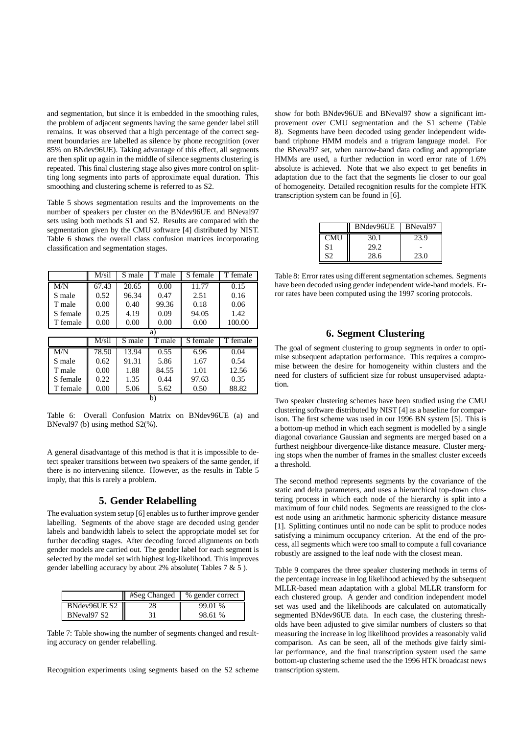and segmentation, but since it is embedded in the smoothing rules, the problem of adjacent segments having the same gender label still remains. It was observed that a high percentage of the correct segment boundaries are labelled as silence by phone recognition (over 85% on BNdev96UE). Taking advantage of this effect, all segments are then split up again in the middle of silence segments clustering is repeated. This final clustering stage also gives more control on splitting long segments into parts of approximate equal duration. This smoothing and clustering scheme is referred to as S2.

Table 5 shows segmentation results and the improvements on the number of speakers per cluster on the BNdev96UE and BNeval97 sets using both methods S1 and S2. Results are compared with the segmentation given by the CMU software [4] distributed by NIST. Table 6 shows the overall class confusion matrices incorporating classification and segmentation stages.

| | M/sil | S male | T male | S female | T female |
|---|---|---|---|---|---|
| M/N | 67.43 | 20.65 | 0.00 | 11.77 | 0.15 |
| S male | 0.52 | 96.34 | 0.47 | 2.51 | 0.16 |
| T male | 0.00 | 0.40 | 99.36 | 0.18 | 0.06 |
| S female | 0.25 | 4.19 | 0.09 | 94.05 | 1.42 |
| T female | 0.00 | 0.00 | 0.00 | 0.00 | 100.00 |

a)

| | M/sil | S male | T male | S female | T female |
|---|---|---|---|---|---|
| M/N | 78.50 | 13.94 | 0.55 | 6.96 | 0.04 |
| S male | 0.62 | 91.31 | 5.86 | 1.67 | 0.54 |
| T male | 0.00 | 1.88 | 84.55 | 1.01 | 12.56 |
| S female | 0.22 | 1.35 | 0.44 | 97.63 | 0.35 |
| T female | 0.00 | 5.06 | 5.62 | 0.50 | 88.82 |

b)

Table 6: Overall Confusion Matrix on BNdev96UE (a) and BNeval97 (b) using method S2(%).

A general disadvantage of this method is that it is impossible to detect speaker transitions between two speakers of the same gender, if there is no intervening silence. However, as the results in Table 5 imply, that this is rarely a problem.

## 5. Gender Relabelling

The evaluation system setup [6] enables us to further improve gender labelling. Segments of the above stage are decoded using gender labels and bandwidth labels to select the appropriate model set for further decoding stages. After decoding forced alignments on both gender models are carried out. The gender label for each segment is selected by the model set with highest log-likelihood. This improves gender labelling accuracy by about 2% absolute( Tables 7 & 5 ).

| | #Seg Changed | % gender correct |
|---|---|---|
| BNdev96UE S2 | 28 | 99.01 % |
| BNeval97 S2 | 31 | 98.61 % |

Table 7: Table showing the number of segments changed and resulting accuracy on gender relabelling.

Recognition experiments using segments based on the S2 scheme show for both BNdev96UE and BNeval97 show a significant improvement over CMU segmentation and the S1 scheme (Table 8). Segments have been decoded using gender independent wide-band triphone HMM models and a trigram language model. For the BNeval97 set, when narrow-band data coding and appropriate HMMs are used, a further reduction in word error rate of 1.6% absolute is achieved. Note that we also expect to get benefits in adaptation due to the fact that the segments lie closer to our goal of homogeneity. Detailed recognition results for the complete HTK transcription system can be found in [6].

| | BNdev96UE | BNeval97 |
|---|---|---|
| CMU | 30.1 | 23.9 |
| S1 | 29.2 | - |
| S2 | 28.6 | 23.0 |

Table 8: Error rates using different segmentation schemes. Segments have been decoded using gender independent wide-band models. Error rates have been computed using the 1997 scoring protocols.

## 6. Segment Clustering

The goal of segment clustering to group segments in order to optimise subsequent adaptation performance. This requires a compromise between the desire for homogeneity within clusters and the need for clusters of sufficient size for robust unsupervised adaptation.

Two speaker clustering schemes have been studied using the CMU clustering software distributed by NIST [4] as a baseline for comparison. The first scheme was used in our 1996 BN system [5]. This is a bottom-up method in which each segment is modelled by a single diagonal covariance Gaussian and segments are merged based on a furthest neighbour divergence-like distance measure. Cluster merging stops when the number of frames in the smallest cluster exceeds a threshold.

The second method represents segments by the covariance of the static and delta parameters, and uses a hierarchical top-down clustering process in which each node of the hierarchy is split into a maximum of four child nodes. Segments are reassigned to the closest node using an arithmetic harmonic sphericity distance measure [1]. Splitting continues until no node can be split to produce nodes satisfying a minimum occupancy criterion. At the end of the process, all segments which were too small to compute a full covariance robustly are assigned to the leaf node with the closest mean.

Table 9 compares the three speaker clustering methods in terms of the percentage increase in log likelihood achieved by the subsequent MLLR-based mean adaptation with a global MLLR transform for each clustered group. A gender and condition independent model set was used and the likelihoods are calculated on automatically segmented BNdev96UE data. In each case, the clustering thresholds have been adjusted to give similar numbers of clusters so that measuring the increase in log likelihood provides a reasonably valid comparison. As can be seen, all of the methods give fairly similar performance, and the final transcription system used the same bottom-up clustering scheme used the the 1996 HTK broadcast news transcription system.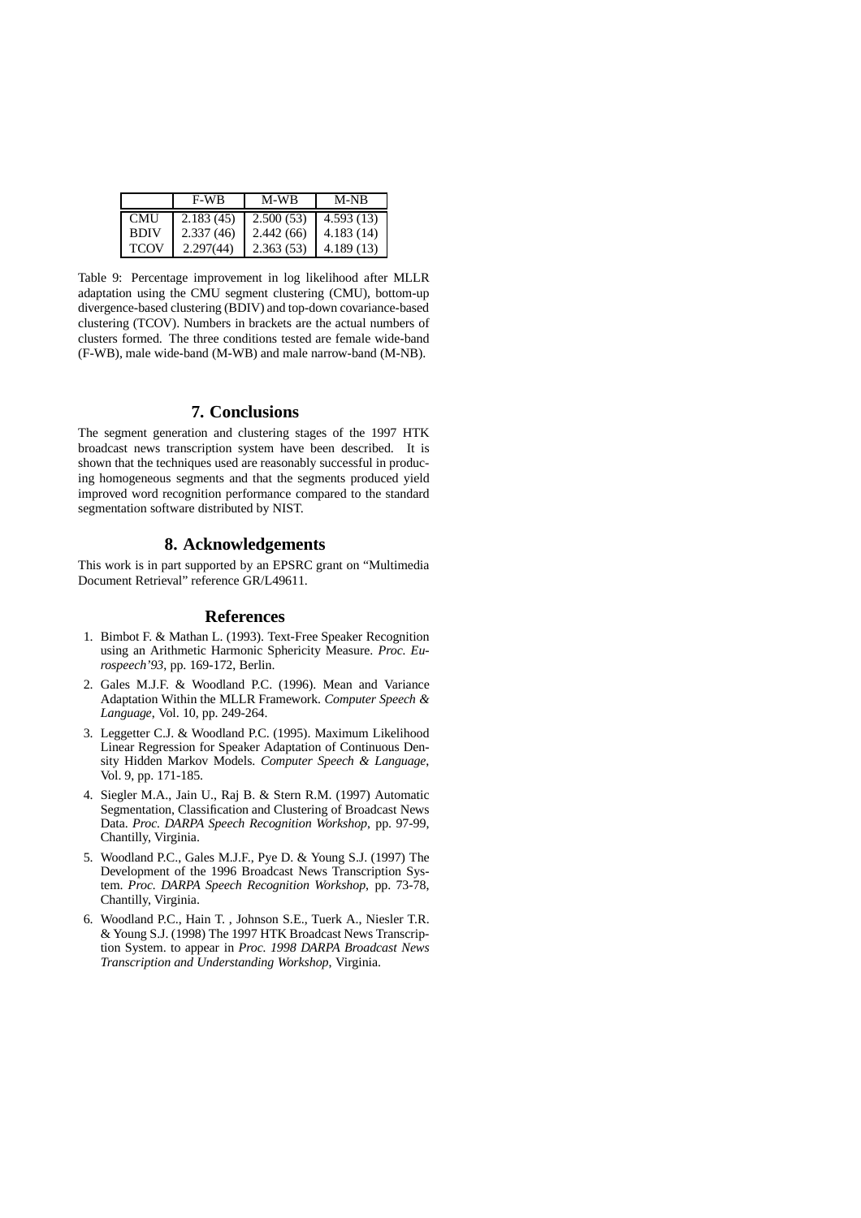| | F-WB | M-WB | M-NB |
|---|---|---|---|
| CMU | 2.183 (45) | 2.500 (53) | 4.593 (13) |
| BDIV | 2.337 (46) | 2.442 (66) | 4.183 (14) |
| TCOV | 2.297(44) | 2.363 (53) | 4.189 (13) |

Table 9: Percentage improvement in log likelihood after MLLR adaptation using the CMU segment clustering (CMU), bottom-up divergence-based clustering (BDIV) and top-down covariance-based clustering (TCOV). Numbers in brackets are the actual numbers of clusters formed. The three conditions tested are female wide-band (F-WB), male wide-band (M-WB) and male narrow-band (M-NB).

## 7. Conclusions

The segment generation and clustering stages of the 1997 HTK broadcast news transcription system have been described. It is shown that the techniques used are reasonably successful in producing homogeneous segments and that the segments produced yield improved word recognition performance compared to the standard segmentation software distributed by NIST.

## 8. Acknowledgements

This work is in part supported by an EPSRC grant on "Multimedia Document Retrieval" reference GR/L49611.

## References

1. Bimbot F. & Mathan L. (1993). Text-Free Speaker Recognition using an Arithmetic Harmonic Sphericity Measure. *Proc. Eurospeech'93*, pp. 169-172, Berlin.
2. Gales M.J.F. & Woodland P.C. (1996). Mean and Variance Adaptation Within the MLLR Framework. *Computer Speech & Language*, Vol. 10, pp. 249-264.
3. Leggetter C.J. & Woodland P.C. (1995). Maximum Likelihood Linear Regression for Speaker Adaptation of Continuous Density Hidden Markov Models. *Computer Speech & Language*, Vol. 9, pp. 171-185.
4. Siegler M.A., Jain U., Raj B. & Stern R.M. (1997) Automatic Segmentation, Classification and Clustering of Broadcast News Data. *Proc. DARPA Speech Recognition Workshop*, pp. 97-99, Chantilly, Virginia.
5. Woodland P.C., Gales M.J.F., Pye D. & Young S.J. (1997) The Development of the 1996 Broadcast News Transcription System. *Proc. DARPA Speech Recognition Workshop*, pp. 73-78, Chantilly, Virginia.
6. Woodland P.C., Hain T. , Johnson S.E., Tuerk A., Niesler T.R. & Young S.J. (1998) The 1997 HTK Broadcast News Transcription System. to appear in *Proc. 1998 DARPA Broadcast News Transcription and Understanding Workshop*, Virginia.